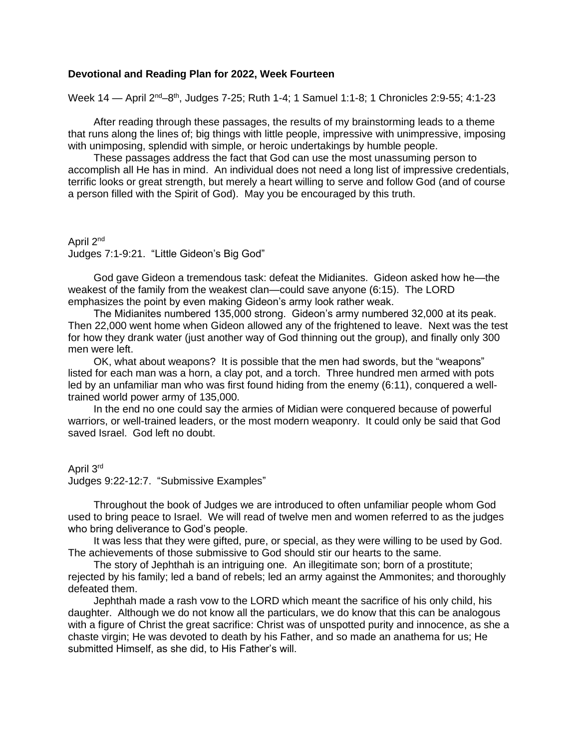**Devotional and Reading Plan for 2022, Week Fourteen**

Week 14 — April 2nd–8th, Judges 7-25; Ruth 1-4; 1 Samuel 1:1-8; 1 Chronicles 2:9-55; 4:1-23

After reading through these passages, the results of my brainstorming leads to a theme that runs along the lines of; big things with little people, impressive with unimpressive, imposing with unimposing, splendid with simple, or heroic undertakings by humble people.

These passages address the fact that God can use the most unassuming person to accomplish all He has in mind. An individual does not need a long list of impressive credentials, terrific looks or great strength, but merely a heart willing to serve and follow God (and of course a person filled with the Spirit of God). May you be encouraged by this truth.

April 2nd
Judges 7:1-9:21. "Little Gideon's Big God"

God gave Gideon a tremendous task: defeat the Midianites. Gideon asked how he—the weakest of the family from the weakest clan—could save anyone (6:15). The LORD emphasizes the point by even making Gideon's army look rather weak.

The Midianites numbered 135,000 strong. Gideon's army numbered 32,000 at its peak. Then 22,000 went home when Gideon allowed any of the frightened to leave. Next was the test for how they drank water (just another way of God thinning out the group), and finally only 300 men were left.

OK, what about weapons? It is possible that the men had swords, but the "weapons" listed for each man was a horn, a clay pot, and a torch. Three hundred men armed with pots led by an unfamiliar man who was first found hiding from the enemy (6:11), conquered a well-trained world power army of 135,000.

In the end no one could say the armies of Midian were conquered because of powerful warriors, or well-trained leaders, or the most modern weaponry. It could only be said that God saved Israel. God left no doubt.

April 3rd
Judges 9:22-12:7. "Submissive Examples"

Throughout the book of Judges we are introduced to often unfamiliar people whom God used to bring peace to Israel. We will read of twelve men and women referred to as the judges who bring deliverance to God's people.

It was less that they were gifted, pure, or special, as they were willing to be used by God. The achievements of those submissive to God should stir our hearts to the same.

The story of Jephthah is an intriguing one. An illegitimate son; born of a prostitute; rejected by his family; led a band of rebels; led an army against the Ammonites; and thoroughly defeated them.

Jephthah made a rash vow to the LORD which meant the sacrifice of his only child, his daughter. Although we do not know all the particulars, we do know that this can be analogous with a figure of Christ the great sacrifice: Christ was of unspotted purity and innocence, as she a chaste virgin; He was devoted to death by his Father, and so made an anathema for us; He submitted Himself, as she did, to His Father's will.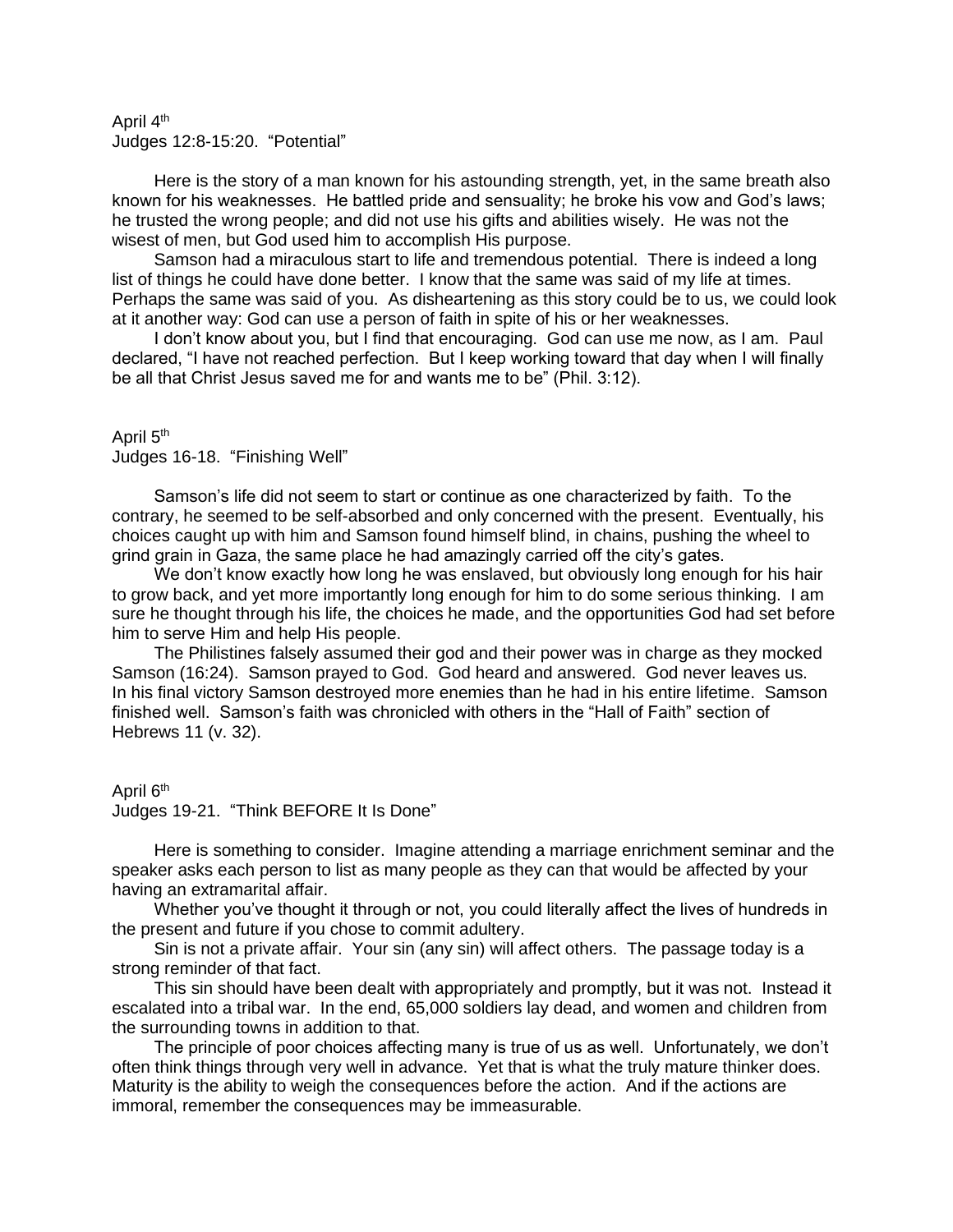April 4th
Judges 12:8-15:20. "Potential"

Here is the story of a man known for his astounding strength, yet, in the same breath also known for his weaknesses. He battled pride and sensuality; he broke his vow and God's laws; he trusted the wrong people; and did not use his gifts and abilities wisely. He was not the wisest of men, but God used him to accomplish His purpose.

Samson had a miraculous start to life and tremendous potential. There is indeed a long list of things he could have done better. I know that the same was said of my life at times. Perhaps the same was said of you. As disheartening as this story could be to us, we could look at it another way: God can use a person of faith in spite of his or her weaknesses.

I don't know about you, but I find that encouraging. God can use me now, as I am. Paul declared, "I have not reached perfection. But I keep working toward that day when I will finally be all that Christ Jesus saved me for and wants me to be" (Phil. 3:12).

April 5th
Judges 16-18. "Finishing Well"

Samson's life did not seem to start or continue as one characterized by faith. To the contrary, he seemed to be self-absorbed and only concerned with the present. Eventually, his choices caught up with him and Samson found himself blind, in chains, pushing the wheel to grind grain in Gaza, the same place he had amazingly carried off the city's gates.

We don't know exactly how long he was enslaved, but obviously long enough for his hair to grow back, and yet more importantly long enough for him to do some serious thinking. I am sure he thought through his life, the choices he made, and the opportunities God had set before him to serve Him and help His people.

The Philistines falsely assumed their god and their power was in charge as they mocked Samson (16:24). Samson prayed to God. God heard and answered. God never leaves us. In his final victory Samson destroyed more enemies than he had in his entire lifetime. Samson finished well. Samson's faith was chronicled with others in the "Hall of Faith" section of Hebrews 11 (v. 32).

April 6th
Judges 19-21. "Think BEFORE It Is Done"

Here is something to consider. Imagine attending a marriage enrichment seminar and the speaker asks each person to list as many people as they can that would be affected by your having an extramarital affair.

Whether you've thought it through or not, you could literally affect the lives of hundreds in the present and future if you chose to commit adultery.

Sin is not a private affair. Your sin (any sin) will affect others. The passage today is a strong reminder of that fact.

This sin should have been dealt with appropriately and promptly, but it was not. Instead it escalated into a tribal war. In the end, 65,000 soldiers lay dead, and women and children from the surrounding towns in addition to that.

The principle of poor choices affecting many is true of us as well. Unfortunately, we don't often think things through very well in advance. Yet that is what the truly mature thinker does. Maturity is the ability to weigh the consequences before the action. And if the actions are immoral, remember the consequences may be immeasurable.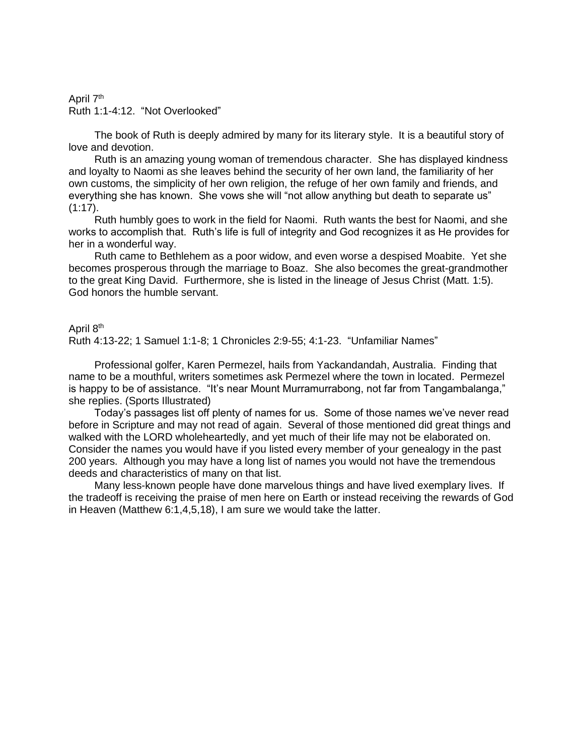April 7th

Ruth 1:1-4:12. "Not Overlooked"

The book of Ruth is deeply admired by many for its literary style. It is a beautiful story of love and devotion.

Ruth is an amazing young woman of tremendous character. She has displayed kindness and loyalty to Naomi as she leaves behind the security of her own land, the familiarity of her own customs, the simplicity of her own religion, the refuge of her own family and friends, and everything she has known. She vows she will "not allow anything but death to separate us" (1:17).

Ruth humbly goes to work in the field for Naomi. Ruth wants the best for Naomi, and she works to accomplish that. Ruth's life is full of integrity and God recognizes it as He provides for her in a wonderful way.

Ruth came to Bethlehem as a poor widow, and even worse a despised Moabite. Yet she becomes prosperous through the marriage to Boaz. She also becomes the great-grandmother to the great King David. Furthermore, she is listed in the lineage of Jesus Christ (Matt. 1:5). God honors the humble servant.

April 8th

Ruth 4:13-22; 1 Samuel 1:1-8; 1 Chronicles 2:9-55; 4:1-23. "Unfamiliar Names"

Professional golfer, Karen Permezel, hails from Yackandandah, Australia. Finding that name to be a mouthful, writers sometimes ask Permezel where the town in located. Permezel is happy to be of assistance. "It's near Mount Murramurrabong, not far from Tangambalanga," she replies. (Sports Illustrated)

Today's passages list off plenty of names for us. Some of those names we've never read before in Scripture and may not read of again. Several of those mentioned did great things and walked with the LORD wholeheartedly, and yet much of their life may not be elaborated on. Consider the names you would have if you listed every member of your genealogy in the past 200 years. Although you may have a long list of names you would not have the tremendous deeds and characteristics of many on that list.

Many less-known people have done marvelous things and have lived exemplary lives. If the tradeoff is receiving the praise of men here on Earth or instead receiving the rewards of God in Heaven (Matthew 6:1,4,5,18), I am sure we would take the latter.